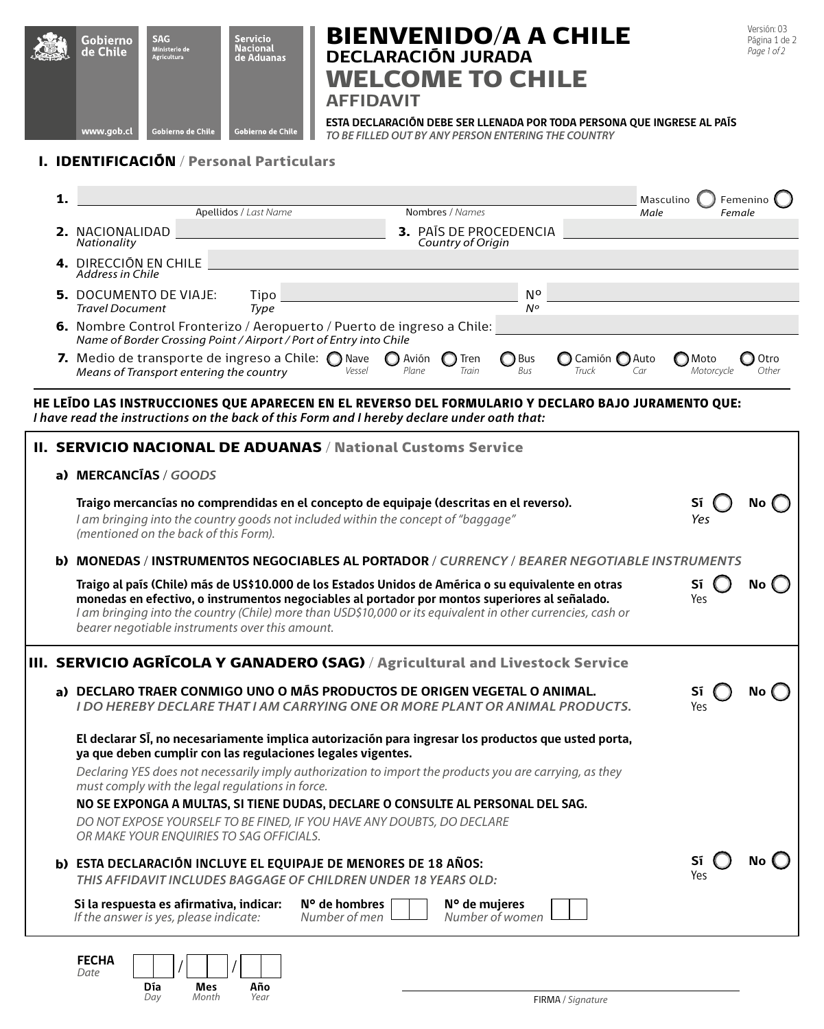Gobierno de Chile — www.gob.cl | SAG Ministerio de Agricultura — Gobierno de Chile | Servicio Nacional de Aduanas — Gobierno de Chile

# BIENVENIDO/A A CHILE
## DECLARACIÓN JURADA
# WELCOME TO CHILE
## AFFIDAVIT

Versión: 03
Página 1 de 2
*Page 1 of 2*

**ESTA DECLARACIÓN DEBE SER LLENADA POR TODA PERSONA QUE INGRESE AL PAÍS**
*TO BE FILLED OUT BY ANY PERSON ENTERING THE COUNTRY*

## I. IDENTIFICACIÓN / Personal Particulars

**1.** ____________________ Apellidos / *Last Name* ____________________ Nombres / *Names* — Masculino / *Male* ◯ Femenino / *Female* ◯

**2.** NACIONALIDAD / *Nationality* ____________________ **3.** PAÍS DE PROCEDENCIA / *Country of Origin* ____________________

**4.** DIRECCIÓN EN CHILE / *Address in Chile* ____________________

**5.** DOCUMENTO DE VIAJE: / *Travel Document* — Tipo / *Type* ____________________ Nº / *Nº* ____________________

**6.** Nombre Control Fronterizo / Aeropuerto / Puerto de ingreso a Chile: / *Name of Border Crossing Point / Airport / Port of Entry into Chile* ____________________

**7.** Medio de transporte de ingreso a Chile: / *Means of Transport entering the country*
◯ Nave / *Vessel* ◯ Avión / *Plane* ◯ Tren / *Train* ◯ Bus / *Bus* ◯ Camión / *Truck* ◯ Auto / *Car* ◯ Moto / *Motorcycle* ◯ Otro / *Other*

**HE LEÍDO LAS INSTRUCCIONES QUE APARECEN EN EL REVERSO DEL FORMULARIO Y DECLARO BAJO JURAMENTO QUE:**
***I have read the instructions on the back of this Form and I hereby declare under oath that:***

## II. SERVICIO NACIONAL DE ADUANAS / National Customs Service

### a) MERCANCÍAS / *GOODS*

**Traigo mercancías no comprendidas en el concepto de equipaje (descritas en el reverso).**
*I am bringing into the country goods not included within the concept of "baggage" (mentioned on the back of this Form).*

Sí / *Yes* ◯ No ◯

### b) MONEDAS / INSTRUMENTOS NEGOCIABLES AL PORTADOR / *CURRENCY / BEARER NEGOTIABLE INSTRUMENTS*

**Traigo al país (Chile) más de US$10.000 de los Estados Unidos de América o su equivalente en otras monedas en efectivo, o instrumentos negociables al portador por montos superiores al señalado.**
*I am bringing into the country (Chile) more than USD$10,000 or its equivalent in other currencies, cash or bearer negotiable instruments over this amount.*

Sí / Yes ◯ No ◯

## III. SERVICIO AGRÍCOLA Y GANADERO (SAG) / Agricultural and Livestock Service

### a) DECLARO TRAER CONMIGO UNO O MÁS PRODUCTOS DE ORIGEN VEGETAL O ANIMAL.
***I DO HEREBY DECLARE THAT I AM CARRYING ONE OR MORE PLANT OR ANIMAL PRODUCTS.***

Sí / Yes ◯ No ◯

**El declarar SÍ, no necesariamente implica autorización para ingresar los productos que usted porta, ya que deben cumplir con las regulaciones legales vigentes.**

*Declaring YES does not necessarily imply authorization to import the products you are carrying, as they must comply with the legal regulations in force.*

**NO SE EXPONGA A MULTAS, SI TIENE DUDAS, DECLARE O CONSULTE AL PERSONAL DEL SAG.**

*DO NOT EXPOSE YOURSELF TO BE FINED, IF YOU HAVE ANY DOUBTS, DO DECLARE OR MAKE YOUR ENQUIRIES TO SAG OFFICIALS.*

### b) ESTA DECLARACIÓN INCLUYE EL EQUIPAJE DE MENORES DE 18 AÑOS:
***THIS AFFIDAVIT INCLUDES BAGGAGE OF CHILDREN UNDER 18 YEARS OLD:***

Sí / Yes ◯ No ◯

**Si la respuesta es afirmativa, indicar:** / *If the answer is yes, please indicate:* **N° de hombres** / *Number of men* ☐☐ **N° de mujeres** / *Number of women* ☐☐

**FECHA** / *Date* ☐☐ / ☐☐ / ☐☐
**Día** / *Day* — **Mes** / *Month* — **Año** / *Year*

____________________
FIRMA / *Signature*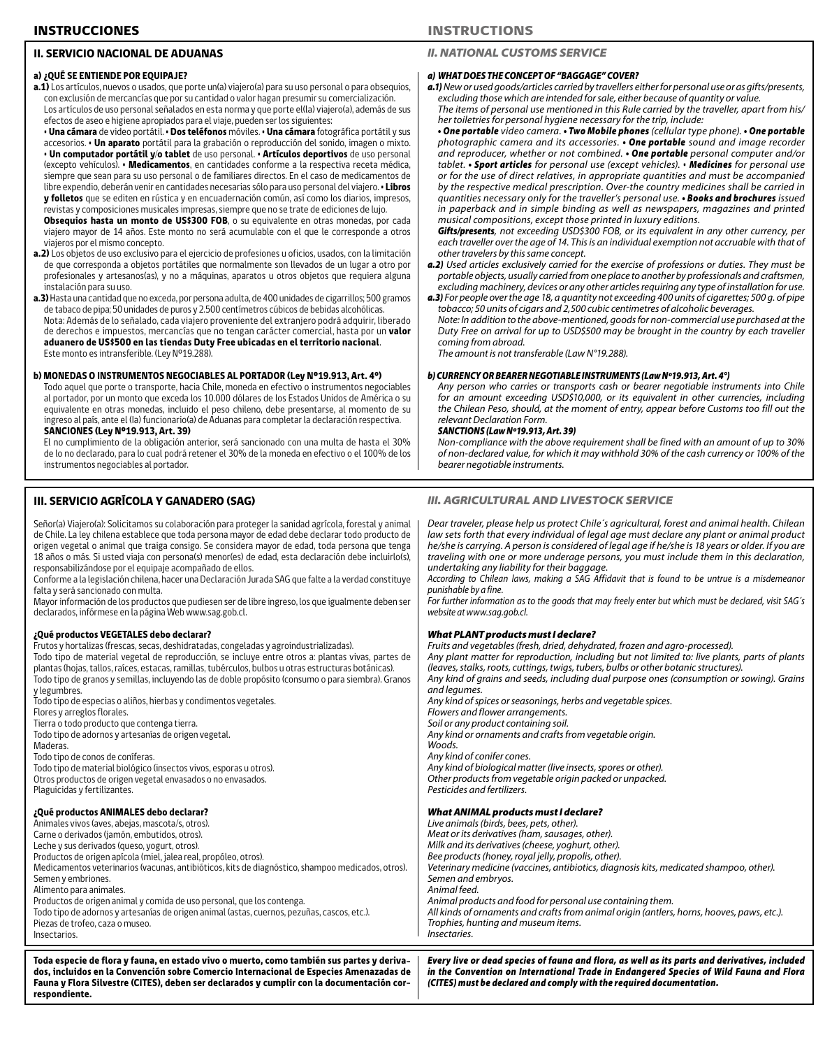# INSTRUCCIONES

## II. SERVICIO NACIONAL DE ADUANAS

### a) ¿QUÉ SE ENTIENDE POR EQUIPAJE?

**a.1)** Los artículos, nuevos o usados, que porte un(a) viajero(a) para su uso personal o para obsequios, con exclusión de mercancías que por su cantidad o valor hagan presumir su comercialización.
Los artículos de uso personal señalados en esta norma y que porte el(la) viajero(a), además de sus efectos de aseo e higiene apropiados para el viaje, pueden ser los siguientes:
• **Una cámara** de video portátil. • **Dos teléfonos** móviles. • **Una cámara** fotográfica portátil y sus accesorios. • **Un aparato** portátil para la grabación o reproducción del sonido, imagen o mixto. • **Un computador portátil y/o tablet** de uso personal. • **Artículos deportivos** de uso personal (excepto vehículos). • **Medicamentos**, en cantidades conforme a la respectiva receta médica, siempre que sean para su uso personal o de familiares directos. En el caso de medicamentos de libre expendio, deberán venir en cantidades necesarias sólo para uso personal del viajero. • **Libros y folletos** que se editen en rústica y en encuadernación común, así como los diarios, impresos, revistas y composiciones musicales impresas, siempre que no se trate de ediciones de lujo.
**Obsequios hasta un monto de US$300 FOB**, o su equivalente en otras monedas, por cada viajero mayor de 14 años. Este monto no será acumulable con el que le corresponde a otros viajeros por el mismo concepto.

**a.2)** Los objetos de uso exclusivo para el ejercicio de profesiones u oficios, usados, con la limitación de que corresponda a objetos portátiles que normalmente son llevados de un lugar a otro por profesionales y artesanos(as), y no a máquinas, aparatos u otros objetos que requiera alguna instalación para su uso.

**a.3)** Hasta una cantidad que no exceda, por persona adulta, de 400 unidades de cigarrillos; 500 gramos de tabaco de pipa; 50 unidades de puros y 2.500 centímetros cúbicos de bebidas alcohólicas.
Nota: Además de lo señalado, cada viajero proveniente del extranjero podrá adquirir, liberado de derechos e impuestos, mercancías que no tengan carácter comercial, hasta por un **valor aduanero de US$500 en las tiendas Duty Free ubicadas en el territorio nacional**.
Este monto es intransferible. (Ley Nº19.288).

### b) MONEDAS O INSTRUMENTOS NEGOCIABLES AL PORTADOR (Ley Nº19.913, Art. 4º)

Todo aquel que porte o transporte, hacia Chile, moneda en efectivo o instrumentos negociables al portador, por un monto que exceda los 10.000 dólares de los Estados Unidos de América o su equivalente en otras monedas, incluido el peso chileno, debe presentarse, al momento de su ingreso al país, ante el (la) funcionario(a) de Aduanas para completar la declaración respectiva.

**SANCIONES (Ley Nº19.913, Art. 39)**

El no cumplimiento de la obligación anterior, será sancionado con una multa de hasta el 30% de lo no declarado, para lo cual podrá retener el 30% de la moneda en efectivo o el 100% de los instrumentos negociables al portador.

## III. SERVICIO AGRÍCOLA Y GANADERO (SAG)

Señor(a) Viajero(a): Solicitamos su colaboración para proteger la sanidad agrícola, forestal y animal de Chile. La ley chilena establece que toda persona mayor de edad debe declarar todo producto de origen vegetal o animal que traiga consigo. Se considera mayor de edad, toda persona que tenga 18 años o más. Si usted viaja con persona(s) menor(es) de edad, esta declaración debe incluirlo(s), responsabilizándose por el equipaje acompañado de ellos.
Conforme a la legislación chilena, hacer una Declaración Jurada SAG que falte a la verdad constituye falta y será sancionado con multa.
Mayor información de los productos que pudiesen ser de libre ingreso, los que igualmente deben ser declarados, infórmese en la página Web www.sag.gob.cl.

### ¿Qué productos VEGETALES debo declarar?

Frutos y hortalizas (frescas, secas, deshidratadas, congeladas y agroindustrializadas).
Todo tipo de material vegetal de reproducción, se incluye entre otros a: plantas vivas, partes de plantas (hojas, tallos, raíces, estacas, ramillas, tubérculos, bulbos u otras estructuras botánicas).
Todo tipo de granos y semillas, incluyendo las de doble propósito (consumo o para siembra). Granos y legumbres.
Todo tipo de especias o aliños, hierbas y condimentos vegetales.
Flores y arreglos florales.
Tierra o todo producto que contenga tierra.
Todo tipo de adornos y artesanías de origen vegetal.
Maderas.
Todo tipo de conos de coníferas.
Todo tipo de material biológico (insectos vivos, esporas u otros).
Otros productos de origen vegetal envasados o no envasados.
Plaguicidas y fertilizantes.

### ¿Qué productos ANIMALES debo declarar?

Animales vivos (aves, abejas, mascota/s, otros).
Carne o derivados (jamón, embutidos, otros).
Leche y sus derivados (queso, yogurt, otros).
Productos de origen apícola (miel, jalea real, propóleo, otros).
Medicamentos veterinarios (vacunas, antibióticos, kits de diagnóstico, shampoo medicados, otros).
Semen y embriones.
Alimento para animales.
Productos de origen animal y comida de uso personal, que los contenga.
Todo tipo de adornos y artesanías de origen animal (astas, cuernos, pezuñas, cascos, etc.).
Piezas de trofeo, caza o museo.
Insectarios.

**Toda especie de flora y fauna, en estado vivo o muerto, como también sus partes y derivados, incluidos en la Convención sobre Comercio Internacional de Especies Amenazadas de Fauna y Flora Silvestre (CITES), deben ser declarados y cumplir con la documentación correspondiente.**

# INSTRUCTIONS

## *II. NATIONAL CUSTOMS SERVICE*

### *a) WHAT DOES THE CONCEPT OF "BAGGAGE" COVER?*

***a.1)*** *New or used goods/articles carried by travellers either for personal use or as gifts/presents, excluding those which are intended for sale, either because of quantity or value.*
*The items of personal use mentioned in this Rule carried by the traveller, apart from his/her toiletries for personal hygiene necessary for the trip, include:*
*• **One portable** video camera. • **Two Mobile phones** (cellular type phone). • **One portable** photographic camera and its accessories. • **One portable** sound and image recorder and reproducer, whether or not combined. • **One portable** personal computer and/or tablet. • **Sport articles** for personal use (except vehicles). • **Medicines** for personal use or for the use of direct relatives, in appropriate quantities and must be accompanied by the respective medical prescription. Over-the country medicines shall be carried in quantities necessary only for the traveller's personal use. • **Books and brochures** issued in paperback and in simple binding as well as newspapers, magazines and printed musical compositions, except those printed in luxury editions.*
***Gifts/presents**, not exceeding USD$300 FOB, or its equivalent in any other currency, per each traveller over the age of 14. This is an individual exemption not accruable with that of other travelers by this same concept.*

***a.2)*** *Used articles exclusively carried for the exercise of professions or duties. They must be portable objects, usually carried from one place to another by professionals and craftsmen, excluding machinery, devices or any other articles requiring any type of installation for use.*

***a.3)*** *For people over the age 18, a quantity not exceeding 400 units of cigarettes; 500 g. of pipe tobacco; 50 units of cigars and 2,500 cubic centimetres of alcoholic beverages.*
*Note: In addition to the above-mentioned, goods for non-commercial use purchased at the Duty Free on arrival for up to USD$500 may be brought in the country by each traveller coming from abroad.*
*The amount is not transferable (Law N°19.288).*

### *b) CURRENCY OR BEARER NEGOTIABLE INSTRUMENTS (Law Nº19.913, Art. 4°)*

*Any person who carries or transports cash or bearer negotiable instruments into Chile for an amount exceeding USD$10,000, or its equivalent in other currencies, including the Chilean Peso, should, at the moment of entry, appear before Customs too fill out the relevant Declaration Form.*

***SANCTIONS (Law Nº19.913, Art. 39)***

*Non-compliance with the above requirement shall be fined with an amount of up to 30% of non-declared value, for which it may withhold 30% of the cash currency or 100% of the bearer negotiable instruments.*

## *III. AGRICULTURAL AND LIVESTOCK SERVICE*

*Dear traveler, please help us protect Chile´s agricultural, forest and animal health. Chilean law sets forth that every individual of legal age must declare any plant or animal product he/she is carrying. A person is considered of legal age if he/she is 18 years or older. If you are traveling with one or more underage persons, you must include them in this declaration, undertaking any liability for their baggage.*
*According to Chilean laws, making a SAG Affidavit that is found to be untrue is a misdemeanor punishable by a fine.*
*For further information as to the goods that may freely enter but which must be declared, visit SAG´s website at www.sag.gob.cl.*

### *What PLANT products must I declare?*

*Fruits and vegetables (fresh, dried, dehydrated, frozen and agro-processed).*
*Any plant matter for reproduction, including but not limited to: live plants, parts of plants (leaves, stalks, roots, cuttings, twigs, tubers, bulbs or other botanic structures).*
*Any kind of grains and seeds, including dual purpose ones (consumption or sowing). Grains and legumes.*
*Any kind of spices or seasonings, herbs and vegetable spices.*
*Flowers and flower arrangements.*
*Soil or any product containing soil.*
*Any kind or ornaments and crafts from vegetable origin.*
*Woods.*
*Any kind of conifer cones.*
*Any kind of biological matter (live insects, spores or other).*
*Other products from vegetable origin packed or unpacked.*
*Pesticides and fertilizers.*

### *What ANIMAL products must I declare?*

*Live animals (birds, bees, pets, other).*
*Meat or its derivatives (ham, sausages, other).*
*Milk and its derivatives (cheese, yoghurt, other).*
*Bee products (honey, royal jelly, propolis, other).*
*Veterinary medicine (vaccines, antibiotics, diagnosis kits, medicated shampoo, other).*
*Semen and embryos.*
*Animal feed.*
*Animal products and food for personal use containing them.*
*All kinds of ornaments and crafts from animal origin (antlers, horns, hooves, paws, etc.).*
*Trophies, hunting and museum items.*
*Insectaries.*

***Every live or dead species of fauna and flora, as well as its parts and derivatives, included in the Convention on International Trade in Endangered Species of Wild Fauna and Flora (CITES) must be declared and comply with the required documentation.***